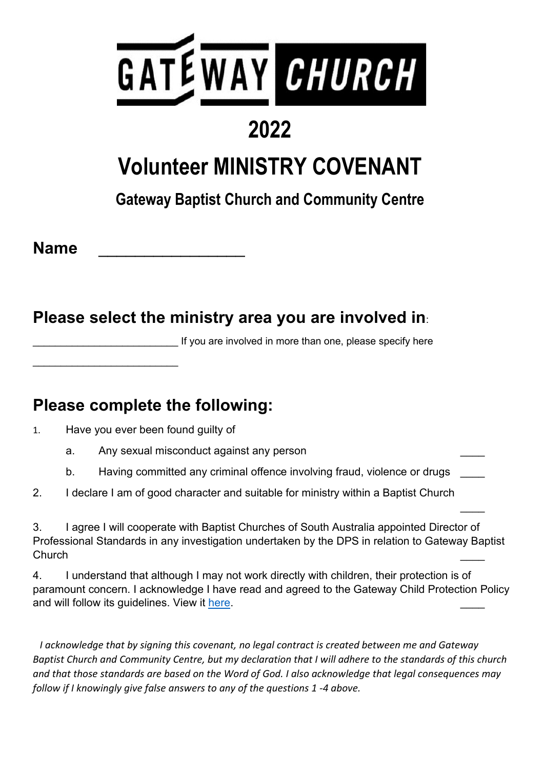# GATEWAY CHURCH

# 2022

# Volunteer MINISTRY COVENANT

## Gateway Baptist Church and Community Centre

**Name** \_\_\_\_\_\_\_\_\_\_\_\_\_\_\_\_\_\_

## Please select the ministry area you are involved in:

\_\_\_\_\_\_\_\_\_\_\_\_\_\_\_\_\_\_\_\_\_\_\_\_\_ If you are involved in more than one, please specify here

\_\_\_\_\_\_\_\_\_\_\_\_\_\_\_\_\_\_\_\_\_\_\_\_\_

## Please complete the following:

1. Have you ever been found guilty of
   a. Any sexual misconduct against any person \_\_\_\_
   b. Having committed any criminal offence involving fraud, violence or drugs \_\_\_\_
2. I declare I am of good character and suitable for ministry within a Baptist Church \_\_\_\_
3. I agree I will cooperate with Baptist Churches of South Australia appointed Director of Professional Standards in any investigation undertaken by the DPS in relation to Gateway Baptist Church \_\_\_\_
4. I understand that although I may not work directly with children, their protection is of paramount concern. I acknowledge I have read and agreed to the Gateway Child Protection Policy and will follow its guidelines. View it here. \_\_\_\_

*I acknowledge that by signing this covenant, no legal contract is created between me and Gateway Baptist Church and Community Centre, but my declaration that I will adhere to the standards of this church and that those standards are based on the Word of God. I also acknowledge that legal consequences may follow if I knowingly give false answers to any of the questions 1 -4 above.*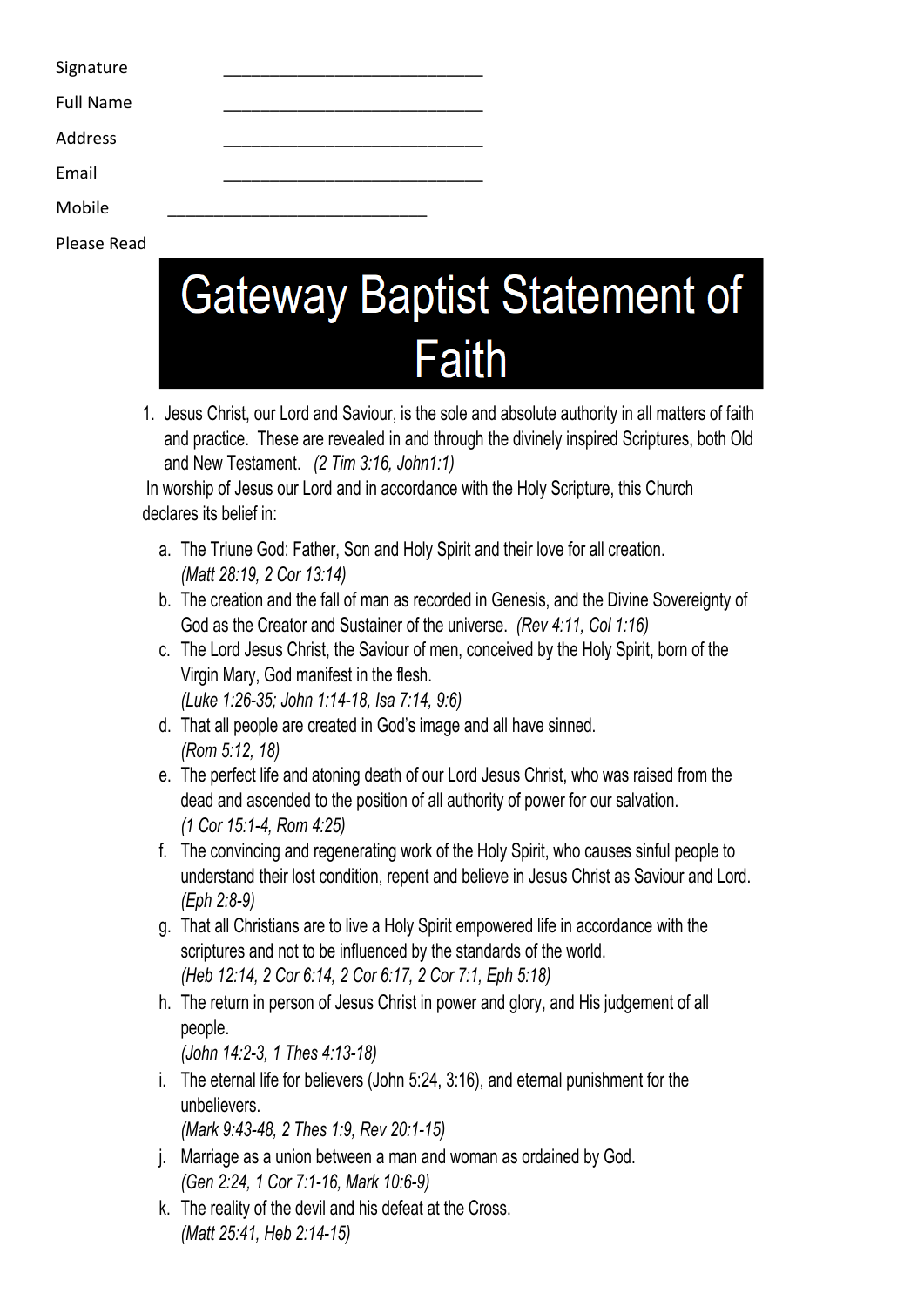Signature ______________________________

Full Name ______________________________

Address ______________________________

Email ______________________________

Mobile ______________________________

Please Read

# Gateway Baptist Statement of Faith

1. Jesus Christ, our Lord and Saviour, is the sole and absolute authority in all matters of faith and practice. These are revealed in and through the divinely inspired Scriptures, both Old and New Testament. *(2 Tim 3:16, John1:1)*

In worship of Jesus our Lord and in accordance with the Holy Scripture, this Church declares its belief in:

a. The Triune God: Father, Son and Holy Spirit and their love for all creation. *(Matt 28:19, 2 Cor 13:14)*

b. The creation and the fall of man as recorded in Genesis, and the Divine Sovereignty of God as the Creator and Sustainer of the universe. *(Rev 4:11, Col 1:16)*

c. The Lord Jesus Christ, the Saviour of men, conceived by the Holy Spirit, born of the Virgin Mary, God manifest in the flesh. *(Luke 1:26-35; John 1:14-18, Isa 7:14, 9:6)*

d. That all people are created in God's image and all have sinned. *(Rom 5:12, 18)*

e. The perfect life and atoning death of our Lord Jesus Christ, who was raised from the dead and ascended to the position of all authority of power for our salvation. *(1 Cor 15:1-4, Rom 4:25)*

f. The convincing and regenerating work of the Holy Spirit, who causes sinful people to understand their lost condition, repent and believe in Jesus Christ as Saviour and Lord. *(Eph 2:8-9)*

g. That all Christians are to live a Holy Spirit empowered life in accordance with the scriptures and not to be influenced by the standards of the world. *(Heb 12:14, 2 Cor 6:14, 2 Cor 6:17, 2 Cor 7:1, Eph 5:18)*

h. The return in person of Jesus Christ in power and glory, and His judgement of all people. *(John 14:2-3, 1 Thes 4:13-18)*

i. The eternal life for believers (John 5:24, 3:16), and eternal punishment for the unbelievers. *(Mark 9:43-48, 2 Thes 1:9, Rev 20:1-15)*

j. Marriage as a union between a man and woman as ordained by God. *(Gen 2:24, 1 Cor 7:1-16, Mark 10:6-9)*

k. The reality of the devil and his defeat at the Cross. *(Matt 25:41, Heb 2:14-15)*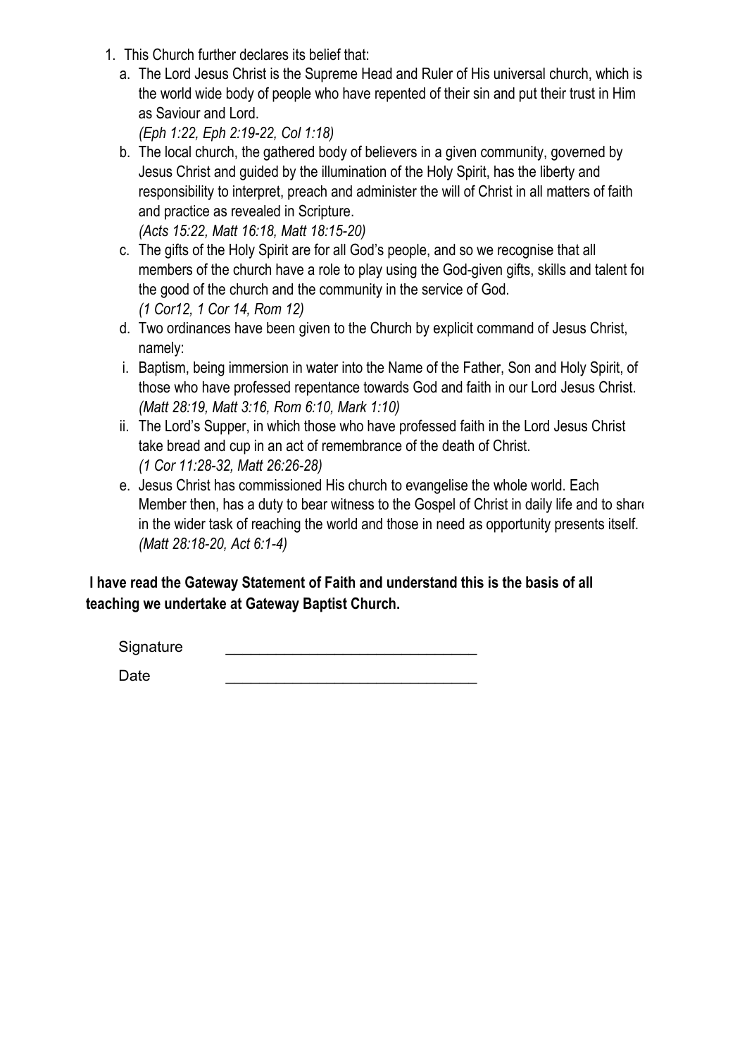1. This Church further declares its belief that:
   a. The Lord Jesus Christ is the Supreme Head and Ruler of His universal church, which is the world wide body of people who have repented of their sin and put their trust in Him as Saviour and Lord.
   *(Eph 1:22, Eph 2:19-22, Col 1:18)*
   b. The local church, the gathered body of believers in a given community, governed by Jesus Christ and guided by the illumination of the Holy Spirit, has the liberty and responsibility to interpret, preach and administer the will of Christ in all matters of faith and practice as revealed in Scripture.
   *(Acts 15:22, Matt 16:18, Matt 18:15-20)*
   c. The gifts of the Holy Spirit are for all God's people, and so we recognise that all members of the church have a role to play using the God-given gifts, skills and talent for the good of the church and the community in the service of God.
   *(1 Cor12, 1 Cor 14, Rom 12)*
   d. Two ordinances have been given to the Church by explicit command of Jesus Christ, namely:
   i. Baptism, being immersion in water into the Name of the Father, Son and Holy Spirit, of those who have professed repentance towards God and faith in our Lord Jesus Christ.
   *(Matt 28:19, Matt 3:16, Rom 6:10, Mark 1:10)*
   ii. The Lord's Supper, in which those who have professed faith in the Lord Jesus Christ take bread and cup in an act of remembrance of the death of Christ.
   *(1 Cor 11:28-32, Matt 26:26-28)*
   e. Jesus Christ has commissioned His church to evangelise the whole world. Each Member then, has a duty to bear witness to the Gospel of Christ in daily life and to share in the wider task of reaching the world and those in need as opportunity presents itself.
   *(Matt 28:18-20, Act 6:1-4)*

**I have read the Gateway Statement of Faith and understand this is the basis of all teaching we undertake at Gateway Baptist Church.**

Signature ______________________________

Date ______________________________